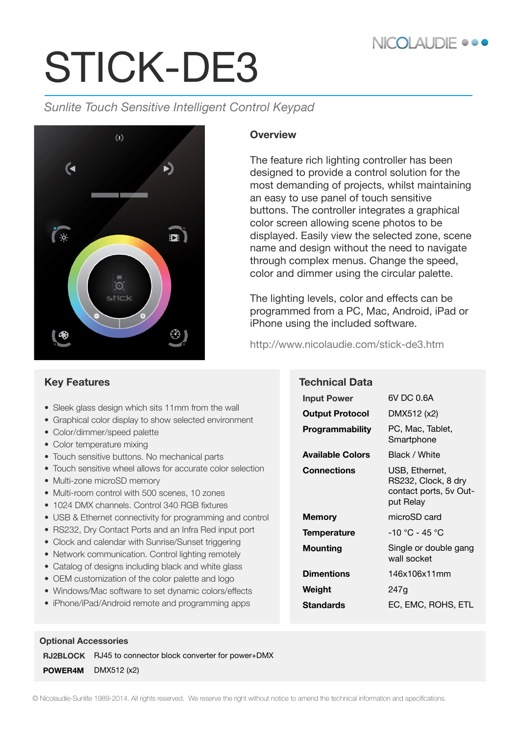NICOLAUDIE

# STICK-DE3

*Sunlite Touch Sensitive Intelligent Control Keypad*

## Overview

The feature rich lighting controller has been designed to provide a control solution for the most demanding of projects, whilst maintaining an easy to use panel of touch sensitive buttons. The controller integrates a graphical color screen allowing scene photos to be displayed. Easily view the selected zone, scene name and design without the need to navigate through complex menus. Change the speed, color and dimmer using the circular palette.

The lighting levels, color and effects can be programmed from a PC, Mac, Android, iPad or iPhone using the included software.

http://www.nicolaudie.com/stick-de3.htm

## Key Features

- Sleek glass design which sits 11mm from the wall
- Graphical color display to show selected environment
- Color/dimmer/speed palette
- Color temperature mixing
- Touch sensitive buttons. No mechanical parts
- Touch sensitive wheel allows for accurate color selection
- Multi-zone microSD memory
- Multi-room control with 500 scenes, 10 zones
- 1024 DMX channels. Control 340 RGB fixtures
- USB & Ethernet connectivity for programming and control
- RS232, Dry Contact Ports and an Infra Red input port
- Clock and calendar with Sunrise/Sunset triggering
- Network communication. Control lighting remotely
- Catalog of designs including black and white glass
- OEM customization of the color palette and logo
- Windows/Mac software to set dynamic colors/effects
- iPhone/iPad/Android remote and programming apps

## Technical Data

| | |
|---|---|
| **Input Power** | 6V DC 0.6A |
| **Output Protocol** | DMX512 (x2) |
| **Programmability** | PC, Mac, Tablet, Smartphone |
| **Available Colors** | Black / White |
| **Connections** | USB, Ethernet, RS232, Clock, 8 dry contact ports, 5v Output Relay |
| **Memory** | microSD card |
| **Temperature** | -10 °C - 45 °C |
| **Mounting** | Single or double gang wall socket |
| **Dimentions** | 146x106x11mm |
| **Weight** | 247g |
| **Standards** | EC, EMC, ROHS, ETL |

### Optional Accessories

| | |
|---|---|
| **RJ2BLOCK** | RJ45 to connector block converter for power+DMX |
| **POWER4M** | DMX512 (x2) |

© Nicolaudie-Sunlite 1989-2014. All rights reserved. We reserve the right without notice to amend the technical information and specifications.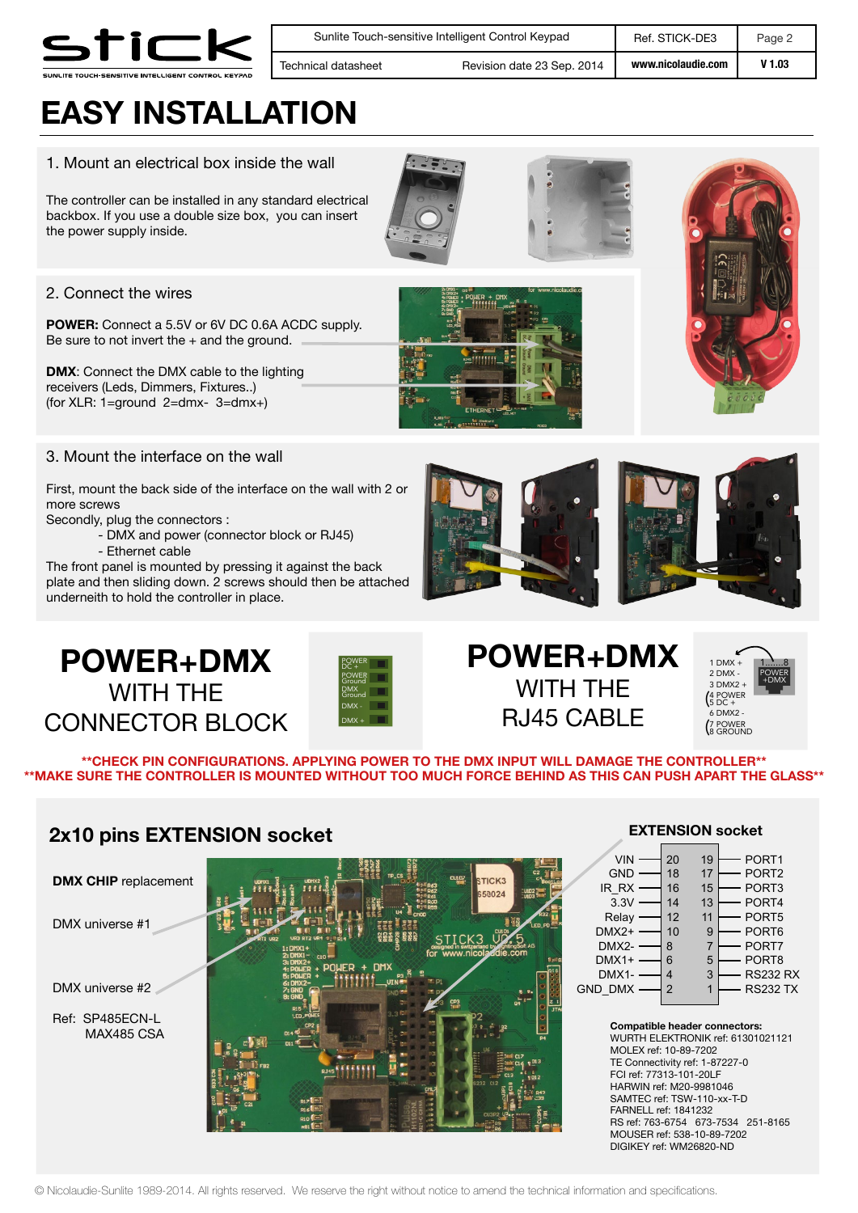# EASY INSTALLATION

## 1. Mount an electrical box inside the wall

The controller can be installed in any standard electrical backbox. If you use a double size box, you can insert the power supply inside.

## 2. Connect the wires

**POWER:** Connect a 5.5V or 6V DC 0.6A ACDC supply. Be sure to not invert the + and the ground.

**DMX**: Connect the DMX cable to the lighting receivers (Leds, Dimmers, Fixtures..) (for XLR: 1=ground 2=dmx- 3=dmx+)

## 3. Mount the interface on the wall

First, mount the back side of the interface on the wall with 2 or more screws

Secondly, plug the connectors :

- DMX and power (connector block or RJ45)
- Ethernet cable

The front panel is mounted by pressing it against the back plate and then sliding down. 2 screws should then be attached underneith to hold the controller in place.

## POWER+DMX WITH THE CONNECTOR BLOCK

POWER DC +
POWER Ground
DMX Ground
DMX -
DMX +

## POWER+DMX WITH THE RJ45 CABLE

1 DMX +
2 DMX -
3 DMX2 +
4 POWER
5 DC +
6 DMX2 -
7 POWER
8 GROUND

**\*\*CHECK PIN CONFIGURATIONS. APPLYING POWER TO THE DMX INPUT WILL DAMAGE THE CONTROLLER\*\***
**\*\*MAKE SURE THE CONTROLLER IS MOUNTED WITHOUT TOO MUCH FORCE BEHIND AS THIS CAN PUSH APART THE GLASS\*\***

## 2x10 pins EXTENSION socket

**DMX CHIP** replacement

DMX universe #1

DMX universe #2

Ref: SP485ECN-L
MAX485 CSA

### EXTENSION socket

| Signal | Pin | Pin | Signal |
|---|---|---|---|
| VIN | 20 | 19 | PORT1 |
| GND | 18 | 17 | PORT2 |
| IR_RX | 16 | 15 | PORT3 |
| 3.3V | 14 | 13 | PORT4 |
| Relay | 12 | 11 | PORT5 |
| DMX2+ | 10 | 9 | PORT6 |
| DMX2- | 8 | 7 | PORT7 |
| DMX1+ | 6 | 5 | PORT8 |
| DMX1- | 4 | 3 | RS232 RX |
| GND_DMX | 2 | 1 | RS232 TX |

**Compatible header connectors:**
WURTH ELEKTRONIK ref: 61301021121
MOLEX ref: 10-89-7202
TE Connectivity ref: 1-87227-0
FCI ref: 77313-101-20LF
HARWIN ref: M20-9981046
SAMTEC ref: TSW-110-xx-T-D
FARNELL ref: 1841232
RS ref: 763-6754 673-7534 251-8165
MOUSER ref: 538-10-89-7202
DIGIKEY ref: WM26820-ND

© Nicolaudie-Sunlite 1989-2014. All rights reserved. We reserve the right without notice to amend the technical information and specifications.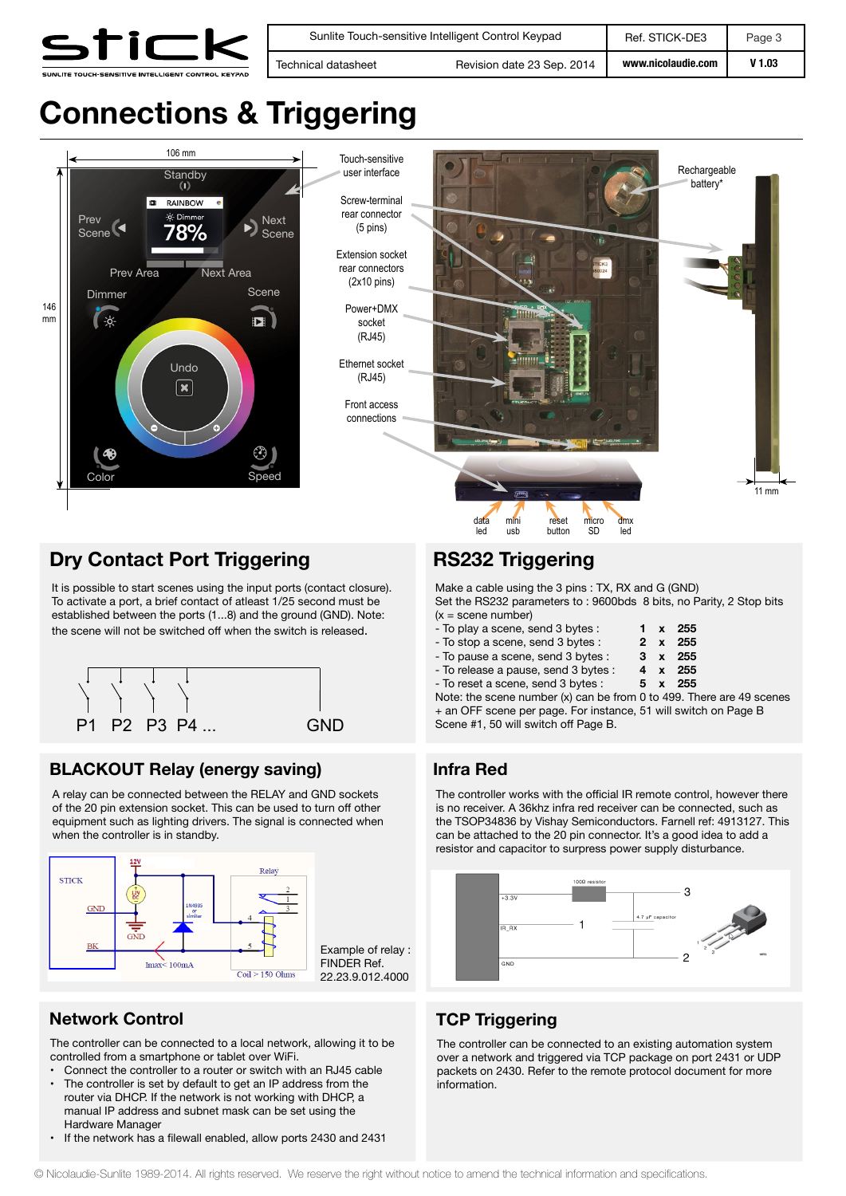# Connections & Triggering

Touch-sensitive user interface

Screw-terminal rear connector (5 pins)

Extension socket rear connectors (2x10 pins)

Power+DMX socket (RJ45)

Ethernet socket (RJ45)

Front access connections

Rechargeable battery*

106 mm

146 mm

11 mm

data led, mini usb, reset button, micro SD, dmx led

## Dry Contact Port Triggering

It is possible to start scenes using the input ports (contact closure). To activate a port, a brief contact of atleast 1/25 second must be established between the ports (1...8) and the ground (GND). Note: the scene will not be switched off when the switch is released.

P1 P2 P3 P4 ... GND

## RS232 Triggering

Make a cable using the 3 pins : TX, RX and G (GND)
Set the RS232 parameters to : 9600bds 8 bits, no Parity, 2 Stop bits
(x = scene number)

- To play a scene, send 3 bytes : **1 x 255**
- To stop a scene, send 3 bytes : **2 x 255**
- To pause a scene, send 3 bytes : **3 x 255**
- To release a pause, send 3 bytes : **4 x 255**
- To reset a scene, send 3 bytes : **5 x 255**

Note: the scene number (x) can be from 0 to 499. There are 49 scenes + an OFF scene per page. For instance, 51 will switch on Page B Scene #1, 50 will switch off Page B.

## BLACKOUT Relay (energy saving)

A relay can be connected between the RELAY and GND sockets of the 20 pin extension socket. This can be used to turn off other equipment such as lighting drivers. The signal is connected when the controller is in standby.

Example of relay : FINDER Ref. 22.23.9.012.4000

## Infra Red

The controller works with the official IR remote control, however there is no receiver. A 36khz infra red receiver can be connected, such as the TSOP34836 by Vishay Semiconductors. Farnell ref: 4913127. This can be attached to the 20 pin connector. It's a good idea to add a resistor and capacitor to surpress power supply disturbance.

## Network Control

The controller can be connected to a local network, allowing it to be controlled from a smartphone or tablet over WiFi.

- Connect the controller to a router or switch with an RJ45 cable
- The controller is set by default to get an IP address from the router via DHCP. If the network is not working with DHCP, a manual IP address and subnet mask can be set using the Hardware Manager
- If the network has a filewall enabled, allow ports 2430 and 2431

## TCP Triggering

The controller can be connected to an existing automation system over a network and triggered via TCP package on port 2431 or UDP packets on 2430. Refer to the remote protocol document for more information.

© Nicolaudie-Sunlite 1989-2014. All rights reserved. We reserve the right without notice to amend the technical information and specifications.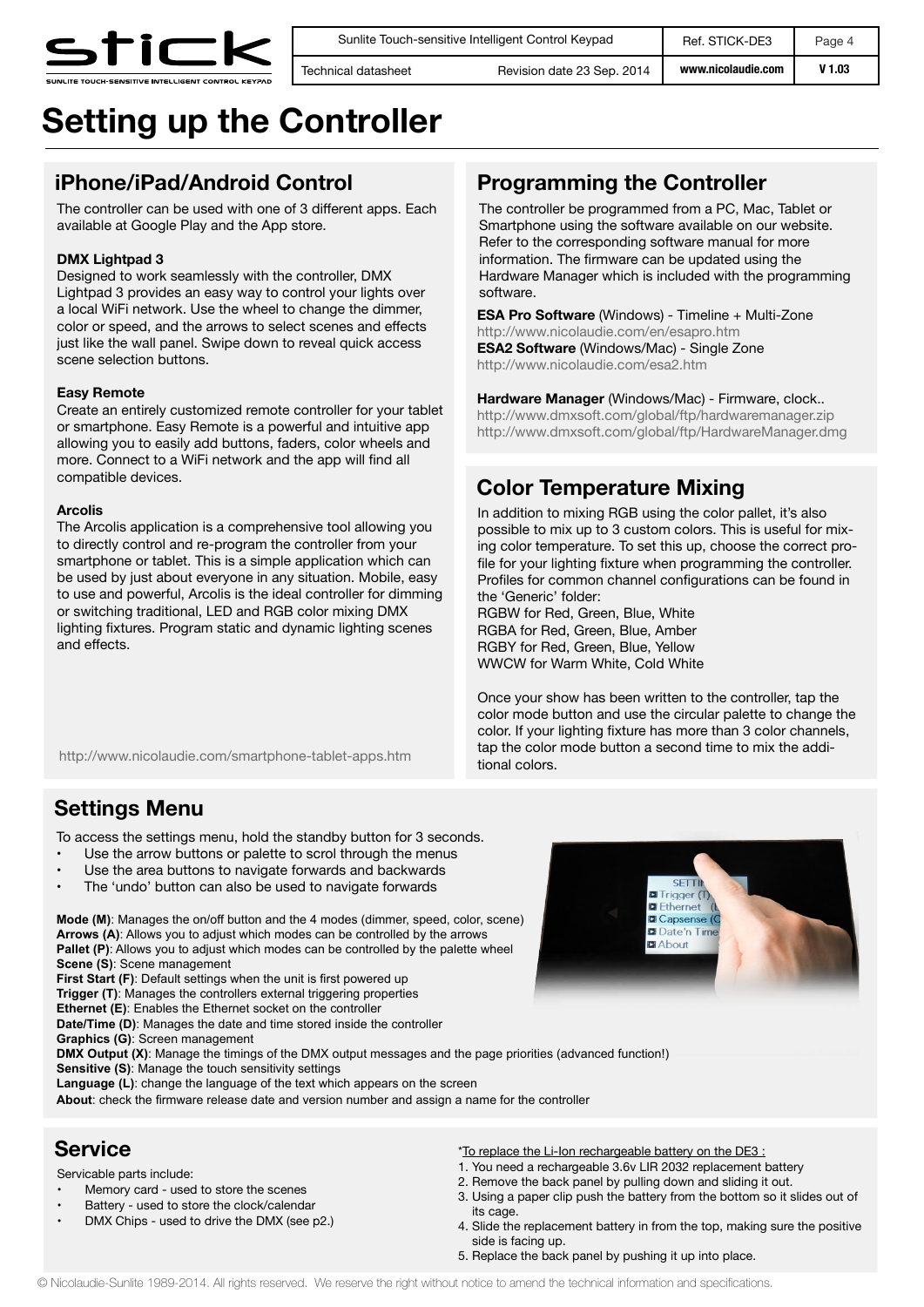# Setting up the Controller

## iPhone/iPad/Android Control

The controller can be used with one of 3 different apps. Each available at Google Play and the App store.

**DMX Lightpad 3**
Designed to work seamlessly with the controller, DMX Lightpad 3 provides an easy way to control your lights over a local WiFi network. Use the wheel to change the dimmer, color or speed, and the arrows to select scenes and effects just like the wall panel. Swipe down to reveal quick access scene selection buttons.

**Easy Remote**
Create an entirely customized remote controller for your tablet or smartphone. Easy Remote is a powerful and intuitive app allowing you to easily add buttons, faders, color wheels and more. Connect to a WiFi network and the app will find all compatible devices.

**Arcolis**
The Arcolis application is a comprehensive tool allowing you to directly control and re-program the controller from your smartphone or tablet. This is a simple application which can be used by just about everyone in any situation. Mobile, easy to use and powerful, Arcolis is the ideal controller for dimming or switching traditional, LED and RGB color mixing DMX lighting fixtures. Program static and dynamic lighting scenes and effects.

http://www.nicolaudie.com/smartphone-tablet-apps.htm

## Programming the Controller

The controller be programmed from a PC, Mac, Tablet or Smartphone using the software available on our website. Refer to the corresponding software manual for more information. The firmware can be updated using the Hardware Manager which is included with the programming software.

**ESA Pro Software** (Windows) - Timeline + Multi-Zone
http://www.nicolaudie.com/en/esapro.htm
**ESA2 Software** (Windows/Mac) - Single Zone
http://www.nicolaudie.com/esa2.htm

**Hardware Manager** (Windows/Mac) - Firmware, clock..
http://www.dmxsoft.com/global/ftp/hardwaremanager.zip
http://www.dmxsoft.com/global/ftp/HardwareManager.dmg

## Color Temperature Mixing

In addition to mixing RGB using the color pallet, it's also possible to mix up to 3 custom colors. This is useful for mixing color temperature. To set this up, choose the correct profile for your lighting fixture when programming the controller. Profiles for common channel configurations can be found in the 'Generic' folder:
RGBW for Red, Green, Blue, White
RGBA for Red, Green, Blue, Amber
RGBY for Red, Green, Blue, Yellow
WWCW for Warm White, Cold White

Once your show has been written to the controller, tap the color mode button and use the circular palette to change the color. If your lighting fixture has more than 3 color channels, tap the color mode button a second time to mix the additional colors.

## Settings Menu

To access the settings menu, hold the standby button for 3 seconds.

- Use the arrow buttons or palette to scrol through the menus
- Use the area buttons to navigate forwards and backwards
- The 'undo' button can also be used to navigate forwards

**Mode (M)**: Manages the on/off button and the 4 modes (dimmer, speed, color, scene)
**Arrows (A)**: Allows you to adjust which modes can be controlled by the arrows
**Pallet (P)**: Allows you to adjust which modes can be controlled by the palette wheel
**Scene (S)**: Scene management
**First Start (F)**: Default settings when the unit is first powered up
**Trigger (T)**: Manages the controllers external triggering properties
**Ethernet (E)**: Enables the Ethernet socket on the controller
**Date/Time (D)**: Manages the date and time stored inside the controller
**Graphics (G)**: Screen management
**DMX Output (X)**: Manage the timings of the DMX output messages and the page priorities (advanced function!)
**Sensitive (S)**: Manage the touch sensitivity settings
**Language (L)**: change the language of the text which appears on the screen
**About**: check the firmware release date and version number and assign a name for the controller

## Service

Servicable parts include:

- Memory card - used to store the scenes
- Battery - used to store the clock/calendar
- DMX Chips - used to drive the DMX (see p2.)

*To replace the Li-Ion rechargeable battery on the DE3 :

1. You need a rechargeable 3.6v LIR 2032 replacement battery
2. Remove the back panel by pulling down and sliding it out.
3. Using a paper clip push the battery from the bottom so it slides out of its cage.
4. Slide the replacement battery in from the top, making sure the positive side is facing up.
5. Replace the back panel by pushing it up into place.

© Nicolaudie-Sunlite 1989-2014. All rights reserved. We reserve the right without notice to amend the technical information and specifications.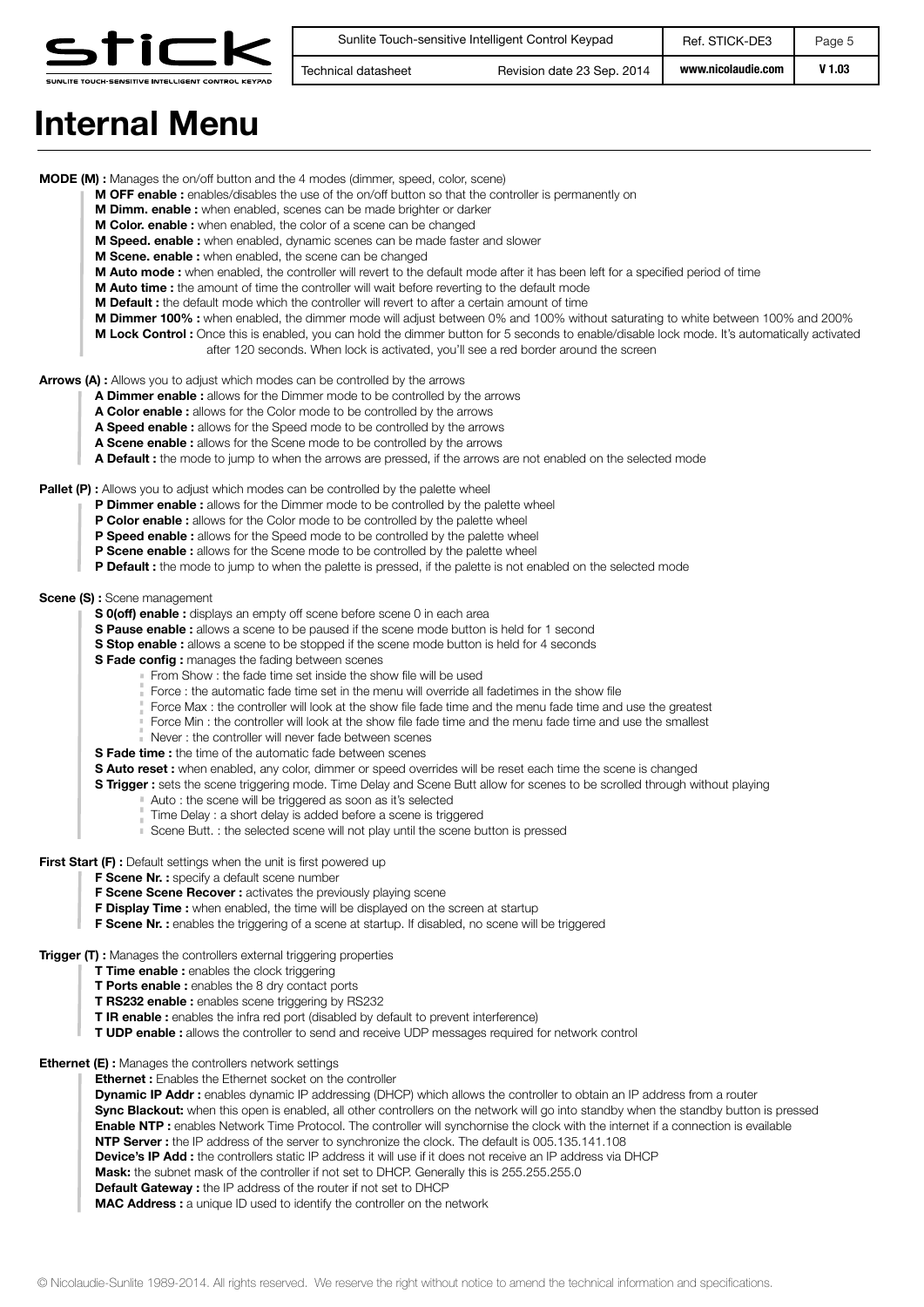# Internal Menu

**MODE (M) :** Manages the on/off button and the 4 modes (dimmer, speed, color, scene)

- **M OFF enable :** enables/disables the use of the on/off button so that the controller is permanently on
- **M Dimm. enable :** when enabled, scenes can be made brighter or darker
- **M Color. enable :** when enabled, the color of a scene can be changed
- **M Speed. enable :** when enabled, dynamic scenes can be made faster and slower
- **M Scene. enable :** when enabled, the scene can be changed
- **M Auto mode :** when enabled, the controller will revert to the default mode after it has been left for a specified period of time
- **M Auto time :** the amount of time the controller will wait before reverting to the default mode
- **M Default :** the default mode which the controller will revert to after a certain amount of time
- **M Dimmer 100% :** when enabled, the dimmer mode will adjust between 0% and 100% without saturating to white between 100% and 200%
- **M Lock Control :** Once this is enabled, you can hold the dimmer button for 5 seconds to enable/disable lock mode. It's automatically activated after 120 seconds. When lock is activated, you'll see a red border around the screen

**Arrows (A) :** Allows you to adjust which modes can be controlled by the arrows

- **A Dimmer enable :** allows for the Dimmer mode to be controlled by the arrows
- **A Color enable :** allows for the Color mode to be controlled by the arrows
- **A Speed enable :** allows for the Speed mode to be controlled by the arrows
- **A Scene enable :** allows for the Scene mode to be controlled by the arrows
- **A Default :** the mode to jump to when the arrows are pressed, if the arrows are not enabled on the selected mode

**Pallet (P) :** Allows you to adjust which modes can be controlled by the palette wheel

- **P Dimmer enable :** allows for the Dimmer mode to be controlled by the palette wheel
- **P Color enable :** allows for the Color mode to be controlled by the palette wheel
- **P Speed enable :** allows for the Speed mode to be controlled by the palette wheel
- **P Scene enable :** allows for the Scene mode to be controlled by the palette wheel
- **P Default :** the mode to jump to when the palette is pressed, if the palette is not enabled on the selected mode

**Scene (S) :** Scene management

- **S 0(off) enable :** displays an empty off scene before scene 0 in each area
- **S Pause enable :** allows a scene to be paused if the scene mode button is held for 1 second
- **S Stop enable :** allows a scene to be stopped if the scene mode button is held for 4 seconds
- **S Fade config :** manages the fading between scenes
  - From Show : the fade time set inside the show file will be used
  - Force : the automatic fade time set in the menu will override all fadetimes in the show file
  - Force Max : the controller will look at the show file fade time and the menu fade time and use the greatest
  - Force Min : the controller will look at the show file fade time and the menu fade time and use the smallest
  - Never : the controller will never fade between scenes
- **S Fade time :** the time of the automatic fade between scenes
- **S Auto reset :** when enabled, any color, dimmer or speed overrides will be reset each time the scene is changed
- **S Trigger :** sets the scene triggering mode. Time Delay and Scene Butt allow for scenes to be scrolled through without playing
  - Auto : the scene will be triggered as soon as it's selected
  - Time Delay : a short delay is added before a scene is triggered
  - Scene Butt. : the selected scene will not play until the scene button is pressed

**First Start (F) :** Default settings when the unit is first powered up

- **F Scene Nr. :** specify a default scene number
- **F Scene Scene Recover :** activates the previously playing scene
- **F Display Time :** when enabled, the time will be displayed on the screen at startup
- **F Scene Nr. :** enables the triggering of a scene at startup. If disabled, no scene will be triggered

**Trigger (T) :** Manages the controllers external triggering properties

- **T Time enable :** enables the clock triggering
- **T Ports enable :** enables the 8 dry contact ports
- **T RS232 enable :** enables scene triggering by RS232
- **T IR enable :** enables the infra red port (disabled by default to prevent interference)
- **T UDP enable :** allows the controller to send and receive UDP messages required for network control

**Ethernet (E) :** Manages the controllers network settings

- **Ethernet :** Enables the Ethernet socket on the controller
- **Dynamic IP Addr :** enables dynamic IP addressing (DHCP) which allows the controller to obtain an IP address from a router
- **Sync Blackout:** when this open is enabled, all other controllers on the network will go into standby when the standby button is pressed
- **Enable NTP :** enables Network Time Protocol. The controller will synchornise the clock with the internet if a connection is available
- **NTP Server :** the IP address of the server to synchronize the clock. The default is 005.135.141.108
- **Device's IP Add :** the controllers static IP address it will use if it does not receive an IP address via DHCP
- **Mask:** the subnet mask of the controller if not set to DHCP. Generally this is 255.255.255.0
- **Default Gateway :** the IP address of the router if not set to DHCP
- **MAC Address :** a unique ID used to identify the controller on the network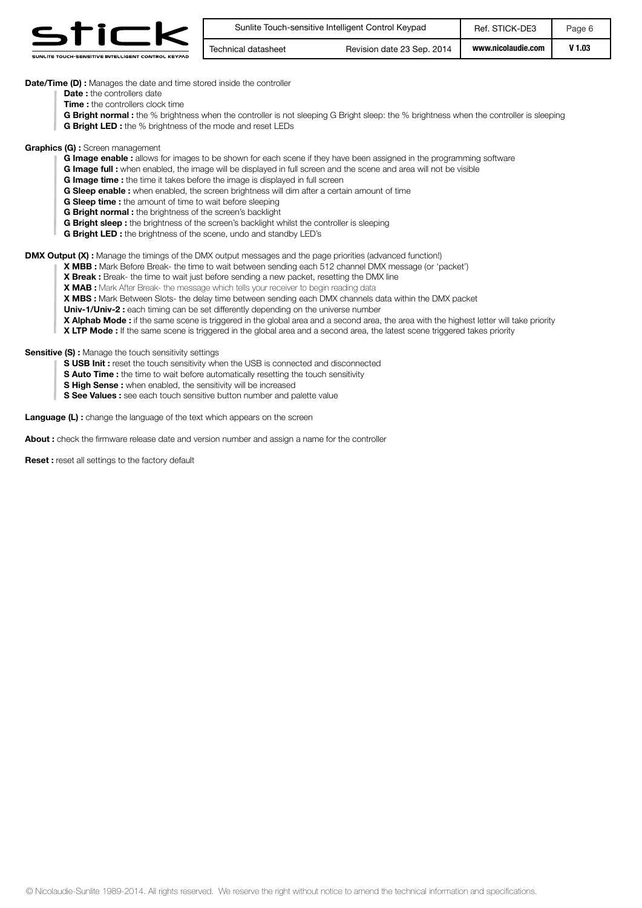**Date/Time (D) :** Manages the date and time stored inside the controller

- **Date :** the controllers date
- **Time :** the controllers clock time
- **G Bright normal :** the % brightness when the controller is not sleeping G Bright sleep: the % brightness when the controller is sleeping
- **G Bright LED :** the % brightness of the mode and reset LEDs

**Graphics (G) :** Screen management

- **G Image enable :** allows for images to be shown for each scene if they have been assigned in the programming software
- **G Image full :** when enabled, the image will be displayed in full screen and the scene and area will not be visible
- **G Image time :** the time it takes before the image is displayed in full screen
- **G Sleep enable :** when enabled, the screen brightness will dim after a certain amount of time
- **G Sleep time :** the amount of time to wait before sleeping
- **G Bright normal :** the brightness of the screen's backlight
- **G Bright sleep :** the brightness of the screen's backlight whilst the controller is sleeping
- **G Bright LED :** the brightness of the scene, undo and standby LED's

**DMX Output (X) :** Manage the timings of the DMX output messages and the page priorities (advanced function!)

- **X MBB :** Mark Before Break- the time to wait between sending each 512 channel DMX message (or 'packet')
- **X Break :** Break- the time to wait just before sending a new packet, resetting the DMX line
- **X MAB :** Mark After Break- the message which tells your receiver to begin reading data
- **X MBS :** Mark Between Slots- the delay time between sending each DMX channels data within the DMX packet
- **Univ-1/Univ-2 :** each timing can be set differently depending on the universe number
- **X Alphab Mode :** if the same scene is triggered in the global area and a second area, the area with the highest letter will take priority
- **X LTP Mode :** If the same scene is triggered in the global area and a second area, the latest scene triggered takes priority

**Sensitive (S) :** Manage the touch sensitivity settings

- **S USB Init :** reset the touch sensitivity when the USB is connected and disconnected
- **S Auto Time :** the time to wait before automatically resetting the touch sensitivity
- **S High Sense :** when enabled, the sensitivity will be increased
- **S See Values :** see each touch sensitive button number and palette value

**Language (L) :** change the language of the text which appears on the screen

**About :** check the firmware release date and version number and assign a name for the controller

**Reset :** reset all settings to the factory default